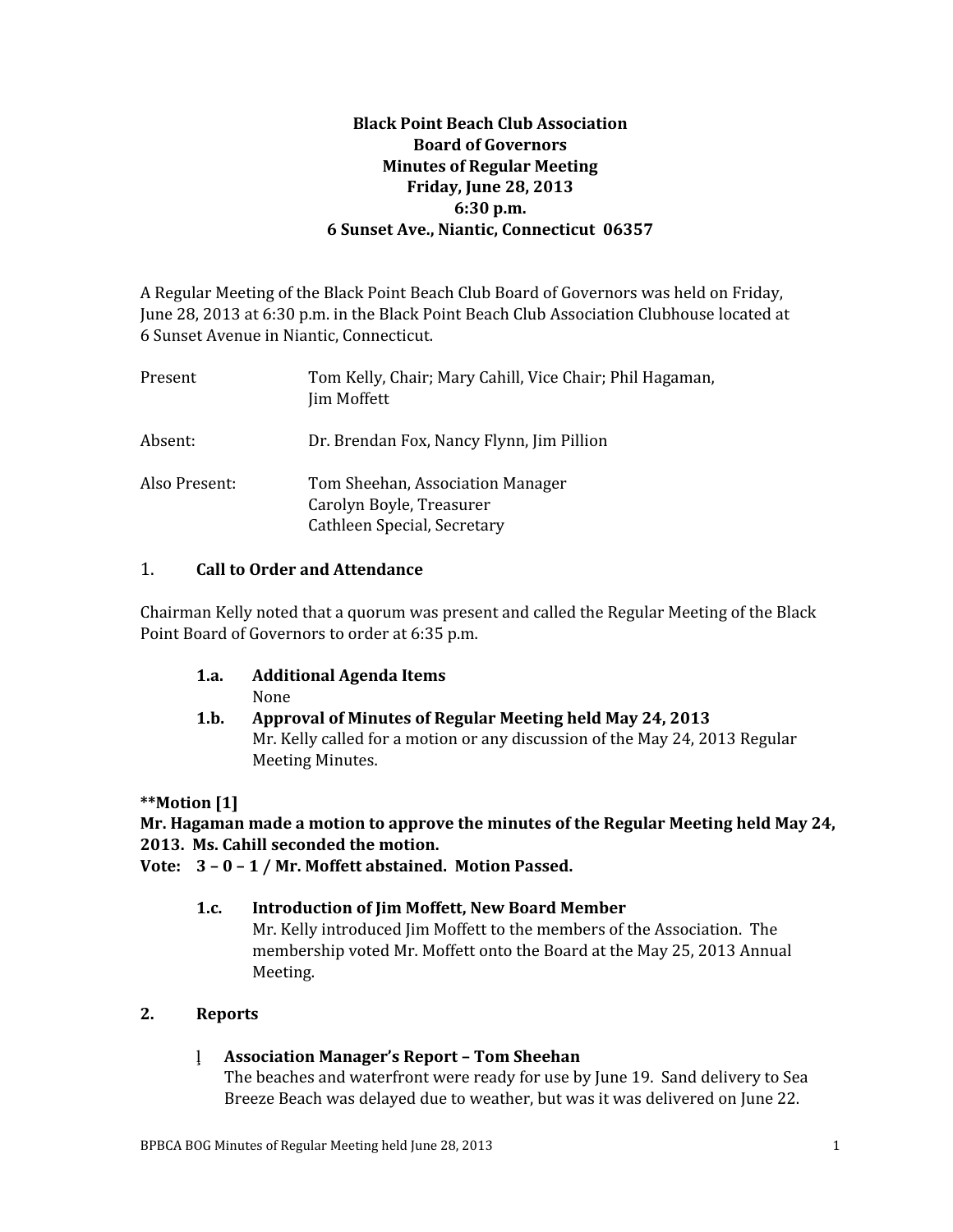**Black Point Beach Club Association**
**Board of Governors**
**Minutes of Regular Meeting**
**Friday, June 28, 2013**
**6:30 p.m.**
**6 Sunset Ave., Niantic, Connecticut 06357**

A Regular Meeting of the Black Point Beach Club Board of Governors was held on Friday, June 28, 2013 at 6:30 p.m. in the Black Point Beach Club Association Clubhouse located at 6 Sunset Avenue in Niantic, Connecticut.

| | |
|---|---|
| Present | Tom Kelly, Chair; Mary Cahill, Vice Chair; Phil Hagaman, Jim Moffett |
| Absent: | Dr. Brendan Fox, Nancy Flynn, Jim Pillion |
| Also Present: | Tom Sheehan, Association Manager<br>Carolyn Boyle, Treasurer<br>Cathleen Special, Secretary |

## 1. Call to Order and Attendance

Chairman Kelly noted that a quorum was present and called the Regular Meeting of the Black Point Board of Governors to order at 6:35 p.m.

### 1.a. Additional Agenda Items

None

### 1.b. Approval of Minutes of Regular Meeting held May 24, 2013

Mr. Kelly called for a motion or any discussion of the May 24, 2013 Regular Meeting Minutes.

****Motion [1]**
**Mr. Hagaman made a motion to approve the minutes of the Regular Meeting held May 24, 2013. Ms. Cahill seconded the motion.**
**Vote: 3 – 0 – 1 / Mr. Moffett abstained. Motion Passed.**

### 1.c. Introduction of Jim Moffett, New Board Member

Mr. Kelly introduced Jim Moffett to the members of the Association. The membership voted Mr. Moffett onto the Board at the May 25, 2013 Annual Meeting.

## 2. Reports

### Association Manager's Report – Tom Sheehan

The beaches and waterfront were ready for use by June 19. Sand delivery to Sea Breeze Beach was delayed due to weather, but was it was delivered on June 22.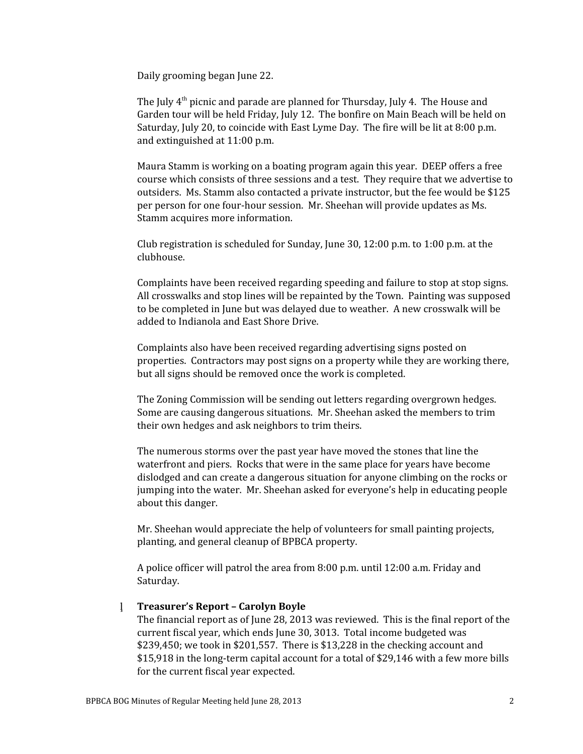Daily grooming began June 22.

The July 4th picnic and parade are planned for Thursday, July 4. The House and Garden tour will be held Friday, July 12. The bonfire on Main Beach will be held on Saturday, July 20, to coincide with East Lyme Day. The fire will be lit at 8:00 p.m. and extinguished at 11:00 p.m.

Maura Stamm is working on a boating program again this year. DEEP offers a free course which consists of three sessions and a test. They require that we advertise to outsiders. Ms. Stamm also contacted a private instructor, but the fee would be $125 per person for one four-hour session. Mr. Sheehan will provide updates as Ms. Stamm acquires more information.

Club registration is scheduled for Sunday, June 30, 12:00 p.m. to 1:00 p.m. at the clubhouse.

Complaints have been received regarding speeding and failure to stop at stop signs. All crosswalks and stop lines will be repainted by the Town. Painting was supposed to be completed in June but was delayed due to weather. A new crosswalk will be added to Indianola and East Shore Drive.

Complaints also have been received regarding advertising signs posted on properties. Contractors may post signs on a property while they are working there, but all signs should be removed once the work is completed.

The Zoning Commission will be sending out letters regarding overgrown hedges. Some are causing dangerous situations. Mr. Sheehan asked the members to trim their own hedges and ask neighbors to trim theirs.

The numerous storms over the past year have moved the stones that line the waterfront and piers. Rocks that were in the same place for years have become dislodged and can create a dangerous situation for anyone climbing on the rocks or jumping into the water. Mr. Sheehan asked for everyone's help in educating people about this danger.

Mr. Sheehan would appreciate the help of volunteers for small painting projects, planting, and general cleanup of BPBCA property.

A police officer will patrol the area from 8:00 p.m. until 12:00 a.m. Friday and Saturday.

- **Treasurer's Report – Carolyn Boyle**
  The financial report as of June 28, 2013 was reviewed. This is the final report of the current fiscal year, which ends June 30, 3013. Total income budgeted was $239,450; we took in $201,557. There is $13,228 in the checking account and $15,918 in the long-term capital account for a total of $29,146 with a few more bills for the current fiscal year expected.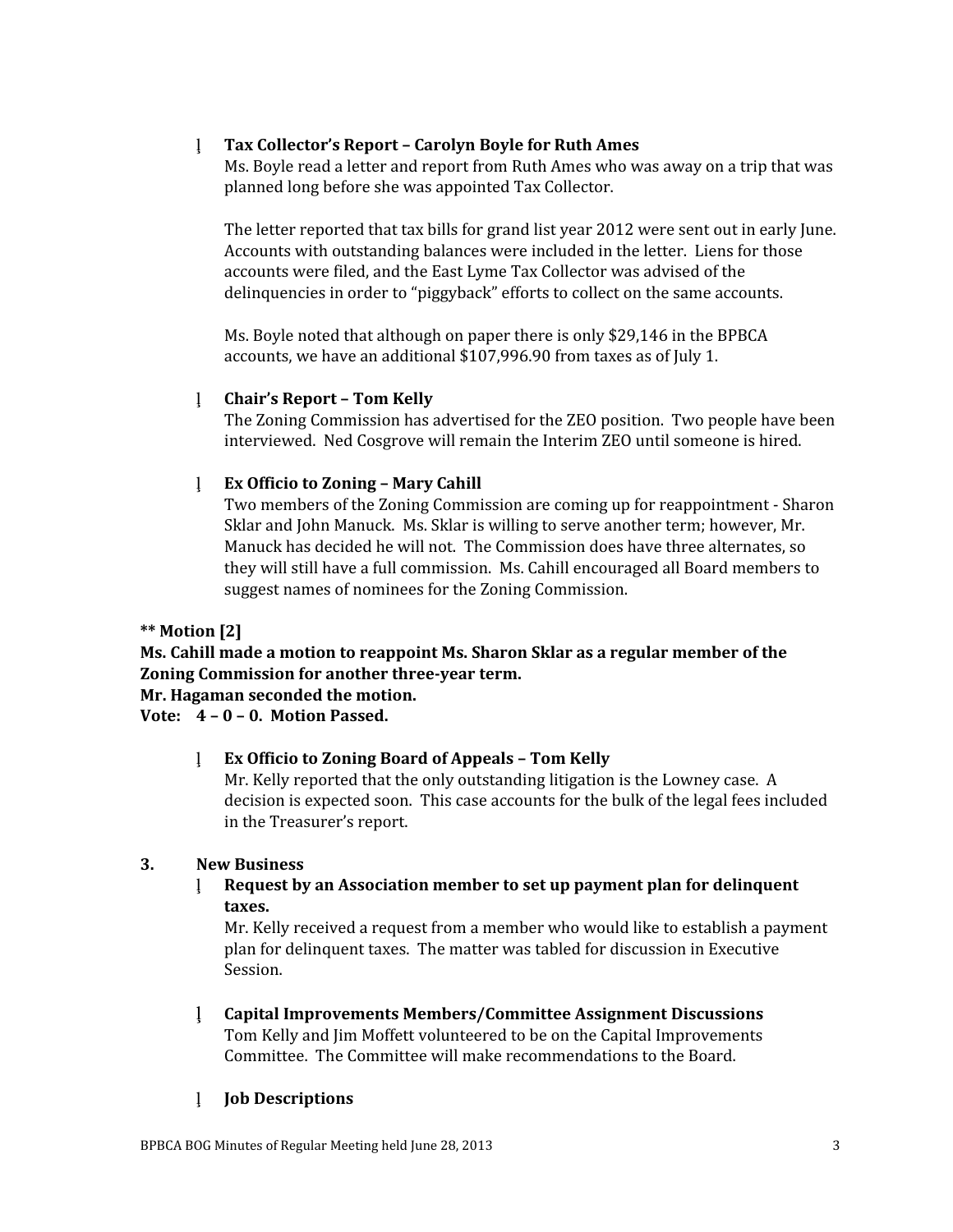- **Tax Collector's Report – Carolyn Boyle for Ruth Ames**

  Ms. Boyle read a letter and report from Ruth Ames who was away on a trip that was planned long before she was appointed Tax Collector.

  The letter reported that tax bills for grand list year 2012 were sent out in early June. Accounts with outstanding balances were included in the letter. Liens for those accounts were filed, and the East Lyme Tax Collector was advised of the delinquencies in order to "piggyback" efforts to collect on the same accounts.

  Ms. Boyle noted that although on paper there is only $29,146 in the BPBCA accounts, we have an additional $107,996.90 from taxes as of July 1.

- **Chair's Report – Tom Kelly**

  The Zoning Commission has advertised for the ZEO position. Two people have been interviewed. Ned Cosgrove will remain the Interim ZEO until someone is hired.

- **Ex Officio to Zoning – Mary Cahill**

  Two members of the Zoning Commission are coming up for reappointment - Sharon Sklar and John Manuck. Ms. Sklar is willing to serve another term; however, Mr. Manuck has decided he will not. The Commission does have three alternates, so they will still have a full commission. Ms. Cahill encouraged all Board members to suggest names of nominees for the Zoning Commission.

**** Motion [2]**
**Ms. Cahill made a motion to reappoint Ms. Sharon Sklar as a regular member of the Zoning Commission for another three-year term.**
**Mr. Hagaman seconded the motion.**
**Vote: 4 – 0 – 0. Motion Passed.**

- **Ex Officio to Zoning Board of Appeals – Tom Kelly**

  Mr. Kelly reported that the only outstanding litigation is the Lowney case. A decision is expected soon. This case accounts for the bulk of the legal fees included in the Treasurer's report.

**3. New Business**

- **Request by an Association member to set up payment plan for delinquent taxes.**

  Mr. Kelly received a request from a member who would like to establish a payment plan for delinquent taxes. The matter was tabled for discussion in Executive Session.

- **Capital Improvements Members/Committee Assignment Discussions**

  Tom Kelly and Jim Moffett volunteered to be on the Capital Improvements Committee. The Committee will make recommendations to the Board.

- **Job Descriptions**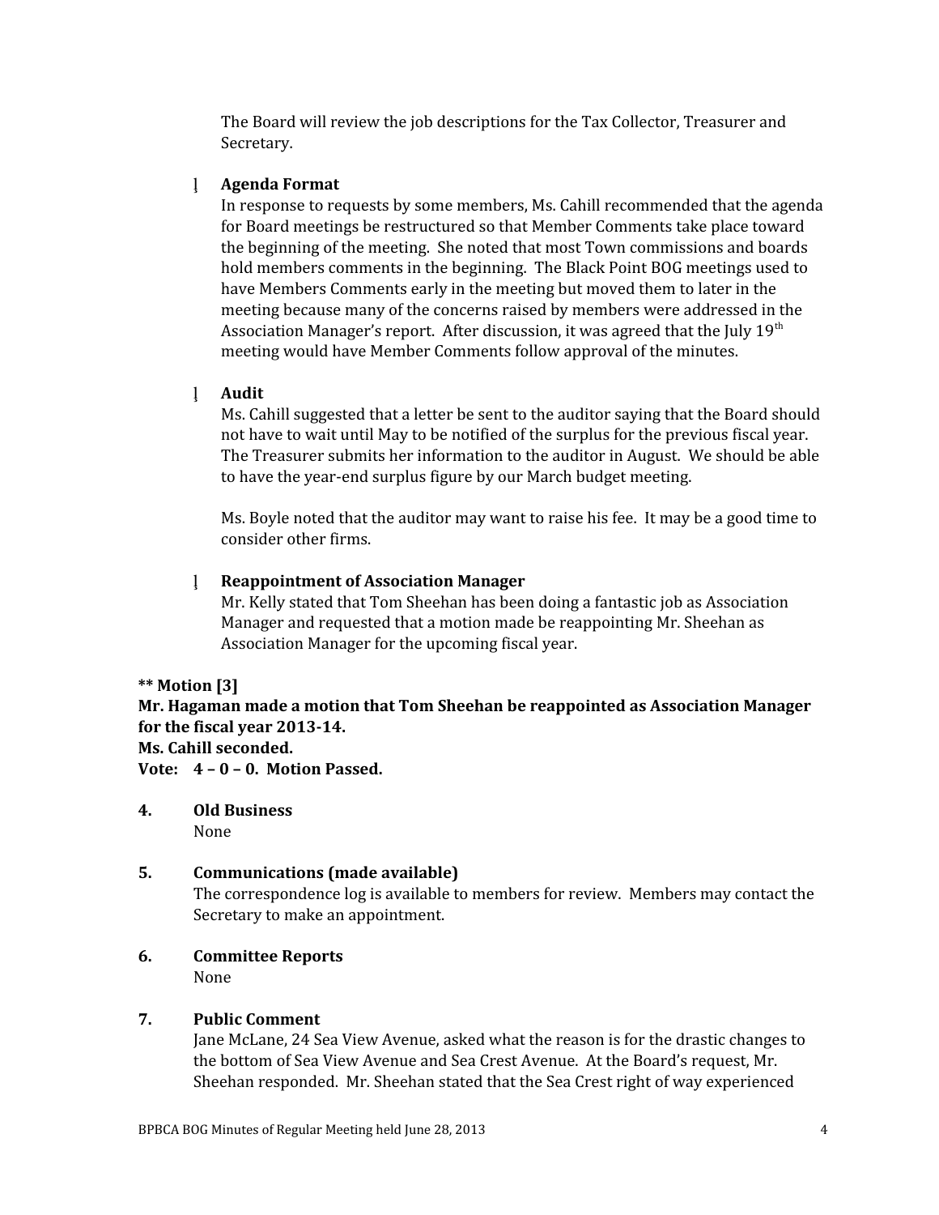The Board will review the job descriptions for the Tax Collector, Treasurer and Secretary.

- **Agenda Format**
  In response to requests by some members, Ms. Cahill recommended that the agenda for Board meetings be restructured so that Member Comments take place toward the beginning of the meeting. She noted that most Town commissions and boards hold members comments in the beginning. The Black Point BOG meetings used to have Members Comments early in the meeting but moved them to later in the meeting because many of the concerns raised by members were addressed in the Association Manager's report. After discussion, it was agreed that the July 19th meeting would have Member Comments follow approval of the minutes.

- **Audit**
  Ms. Cahill suggested that a letter be sent to the auditor saying that the Board should not have to wait until May to be notified of the surplus for the previous fiscal year. The Treasurer submits her information to the auditor in August. We should be able to have the year-end surplus figure by our March budget meeting.

  Ms. Boyle noted that the auditor may want to raise his fee. It may be a good time to consider other firms.

- **Reappointment of Association Manager**
  Mr. Kelly stated that Tom Sheehan has been doing a fantastic job as Association Manager and requested that a motion made be reappointing Mr. Sheehan as Association Manager for the upcoming fiscal year.

**** Motion [3]**
**Mr. Hagaman made a motion that Tom Sheehan be reappointed as Association Manager for the fiscal year 2013-14.**
**Ms. Cahill seconded.**
**Vote: 4 – 0 – 0. Motion Passed.**

**4. Old Business**
None

**5. Communications (made available)**
The correspondence log is available to members for review. Members may contact the Secretary to make an appointment.

**6. Committee Reports**
None

**7. Public Comment**
Jane McLane, 24 Sea View Avenue, asked what the reason is for the drastic changes to the bottom of Sea View Avenue and Sea Crest Avenue. At the Board's request, Mr. Sheehan responded. Mr. Sheehan stated that the Sea Crest right of way experienced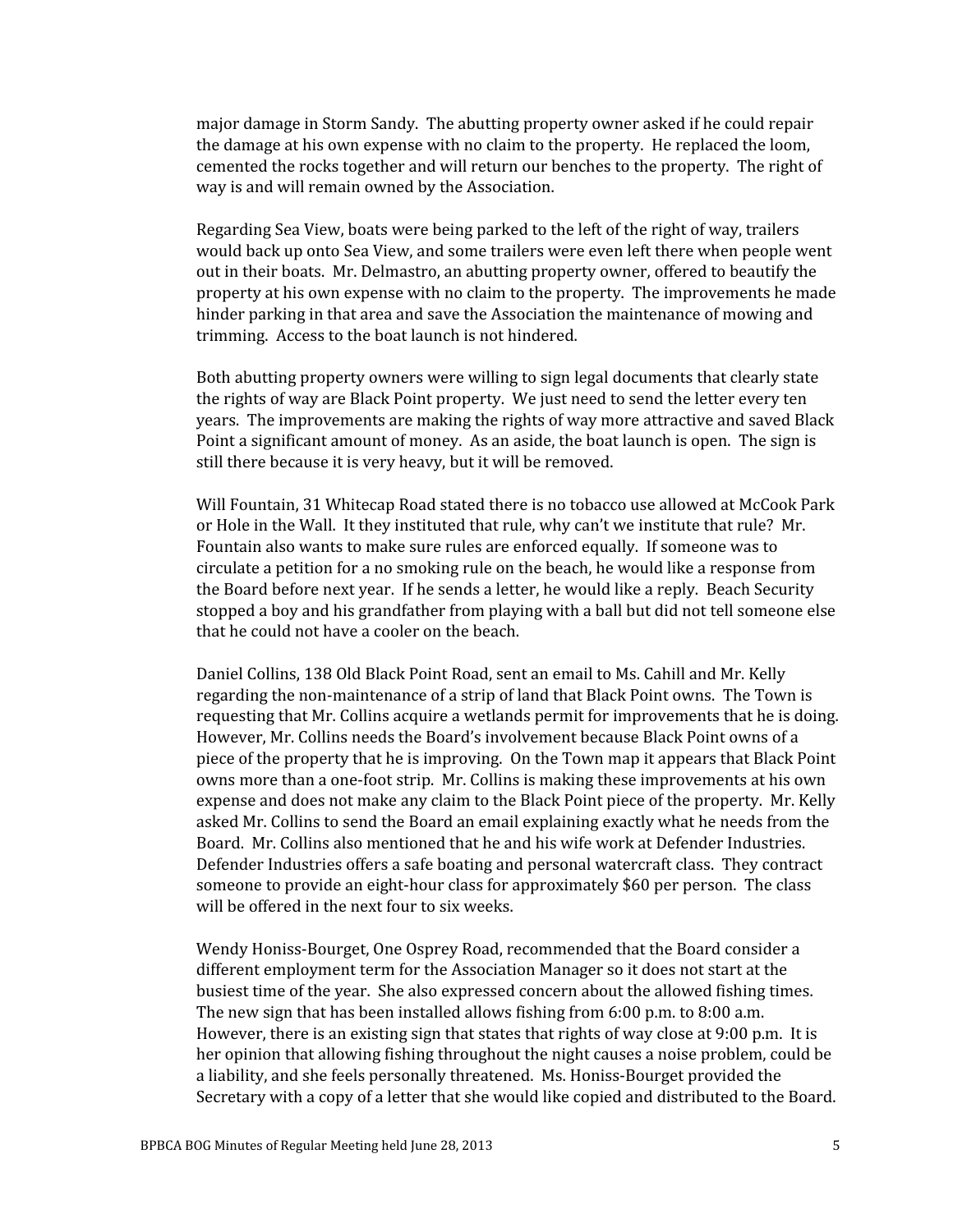major damage in Storm Sandy. The abutting property owner asked if he could repair the damage at his own expense with no claim to the property. He replaced the loom, cemented the rocks together and will return our benches to the property. The right of way is and will remain owned by the Association.

Regarding Sea View, boats were being parked to the left of the right of way, trailers would back up onto Sea View, and some trailers were even left there when people went out in their boats. Mr. Delmastro, an abutting property owner, offered to beautify the property at his own expense with no claim to the property. The improvements he made hinder parking in that area and save the Association the maintenance of mowing and trimming. Access to the boat launch is not hindered.

Both abutting property owners were willing to sign legal documents that clearly state the rights of way are Black Point property. We just need to send the letter every ten years. The improvements are making the rights of way more attractive and saved Black Point a significant amount of money. As an aside, the boat launch is open. The sign is still there because it is very heavy, but it will be removed.

Will Fountain, 31 Whitecap Road stated there is no tobacco use allowed at McCook Park or Hole in the Wall. It they instituted that rule, why can't we institute that rule? Mr. Fountain also wants to make sure rules are enforced equally. If someone was to circulate a petition for a no smoking rule on the beach, he would like a response from the Board before next year. If he sends a letter, he would like a reply. Beach Security stopped a boy and his grandfather from playing with a ball but did not tell someone else that he could not have a cooler on the beach.

Daniel Collins, 138 Old Black Point Road, sent an email to Ms. Cahill and Mr. Kelly regarding the non-maintenance of a strip of land that Black Point owns. The Town is requesting that Mr. Collins acquire a wetlands permit for improvements that he is doing. However, Mr. Collins needs the Board's involvement because Black Point owns of a piece of the property that he is improving. On the Town map it appears that Black Point owns more than a one-foot strip. Mr. Collins is making these improvements at his own expense and does not make any claim to the Black Point piece of the property. Mr. Kelly asked Mr. Collins to send the Board an email explaining exactly what he needs from the Board. Mr. Collins also mentioned that he and his wife work at Defender Industries. Defender Industries offers a safe boating and personal watercraft class. They contract someone to provide an eight-hour class for approximately $60 per person. The class will be offered in the next four to six weeks.

Wendy Honiss-Bourget, One Osprey Road, recommended that the Board consider a different employment term for the Association Manager so it does not start at the busiest time of the year. She also expressed concern about the allowed fishing times. The new sign that has been installed allows fishing from 6:00 p.m. to 8:00 a.m. However, there is an existing sign that states that rights of way close at 9:00 p.m. It is her opinion that allowing fishing throughout the night causes a noise problem, could be a liability, and she feels personally threatened. Ms. Honiss-Bourget provided the Secretary with a copy of a letter that she would like copied and distributed to the Board.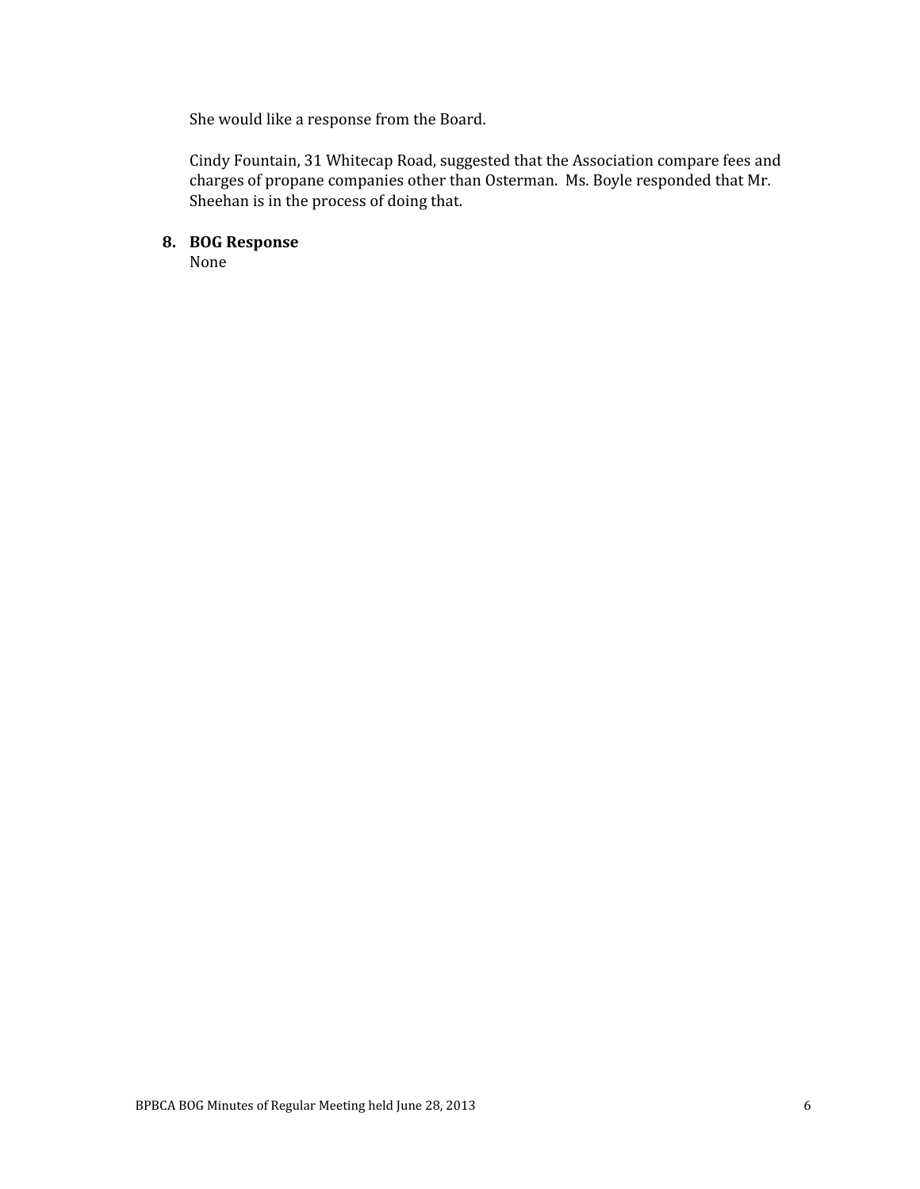She would like a response from the Board.

Cindy Fountain, 31 Whitecap Road, suggested that the Association compare fees and charges of propane companies other than Osterman. Ms. Boyle responded that Mr. Sheehan is in the process of doing that.

**8. BOG Response**

None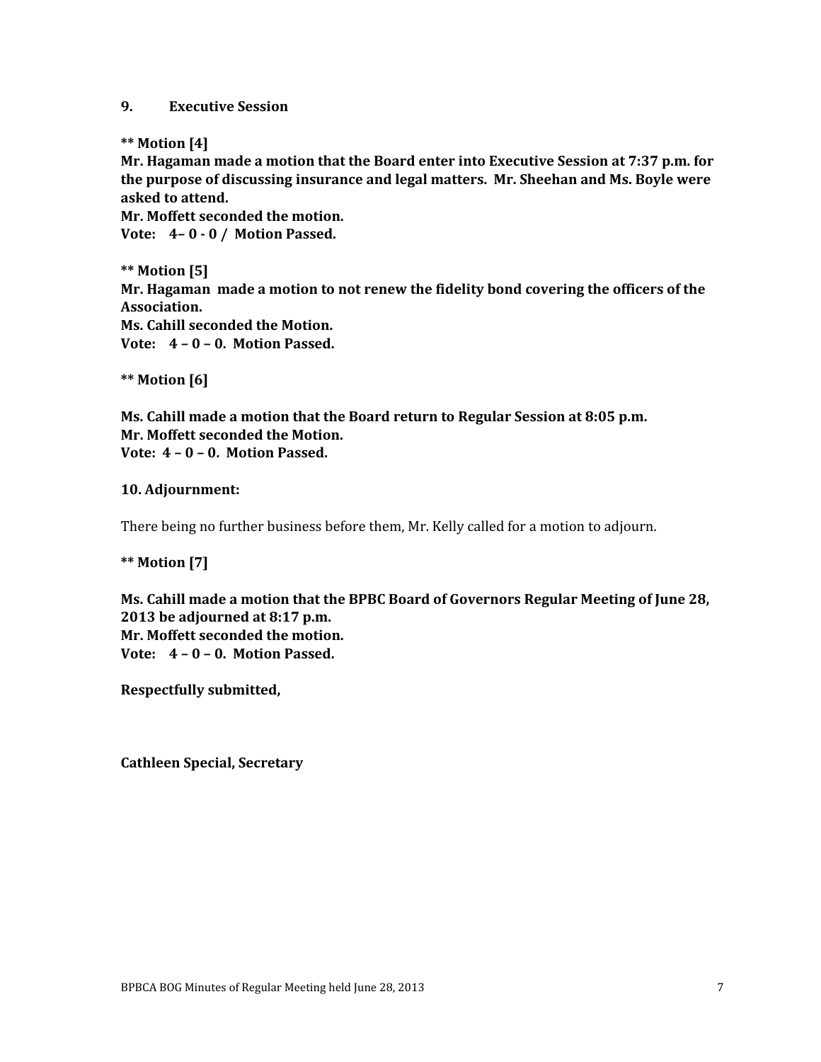**9. Executive Session**

**** Motion [4]**
**Mr. Hagaman made a motion that the Board enter into Executive Session at 7:37 p.m. for the purpose of discussing insurance and legal matters. Mr. Sheehan and Ms. Boyle were asked to attend.**
**Mr. Moffett seconded the motion.**
**Vote: 4– 0 - 0 / Motion Passed.**

**** Motion [5]**
**Mr. Hagaman made a motion to not renew the fidelity bond covering the officers of the Association.**
**Ms. Cahill seconded the Motion.**
**Vote: 4 – 0 – 0. Motion Passed.**

**** Motion [6]**

**Ms. Cahill made a motion that the Board return to Regular Session at 8:05 p.m.**
**Mr. Moffett seconded the Motion.**
**Vote: 4 – 0 – 0. Motion Passed.**

**10. Adjournment:**

There being no further business before them, Mr. Kelly called for a motion to adjourn.

**** Motion [7]**

**Ms. Cahill made a motion that the BPBC Board of Governors Regular Meeting of June 28, 2013 be adjourned at 8:17 p.m.**
**Mr. Moffett seconded the motion.**
**Vote: 4 – 0 – 0. Motion Passed.**

**Respectfully submitted,**

**Cathleen Special, Secretary**